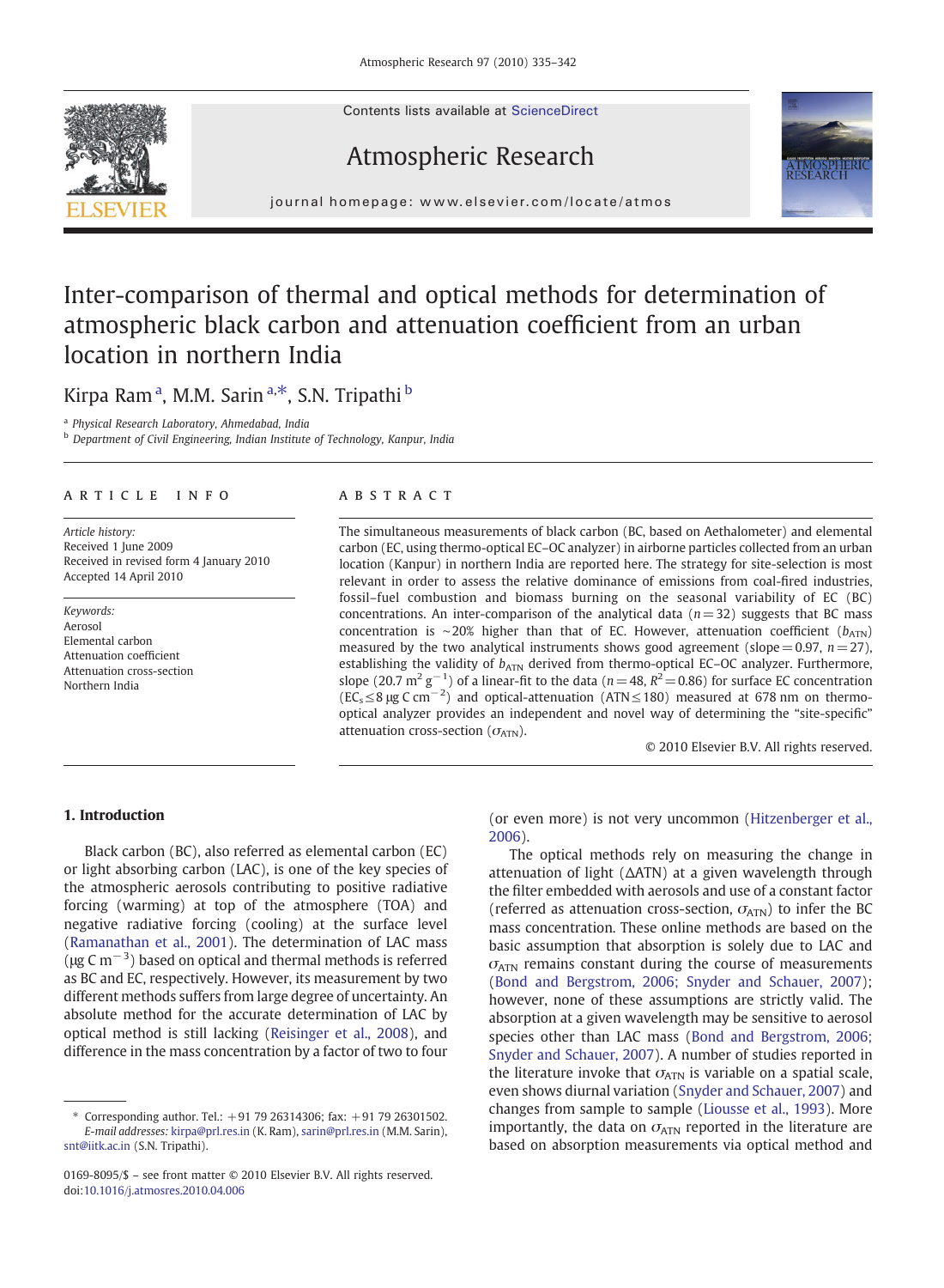Contents lists available at ScienceDirect

# Atmospheric Research

journal homepage: www.elsevier.com/locate/atmos

# Inter-comparison of thermal and optical methods for determination of atmospheric black carbon and attenuation coefficient from an urban location in northern India

Kirpa Ram [a], M.M. Sarin [a,*], S.N. Tripathi [b]

[a] Physical Research Laboratory, Ahmedabad, India

[b] Department of Civil Engineering, Indian Institute of Technology, Kanpur, India

## ARTICLE INFO

*Article history:*
Received 1 June 2009
Received in revised form 4 January 2010
Accepted 14 April 2010

*Keywords:*
Aerosol
Elemental carbon
Attenuation coefficient
Attenuation cross-section
Northern India

## ABSTRACT

The simultaneous measurements of black carbon (BC, based on Aethalometer) and elemental carbon (EC, using thermo-optical EC–OC analyzer) in airborne particles collected from an urban location (Kanpur) in northern India are reported here. The strategy for site-selection is most relevant in order to assess the relative dominance of emissions from coal-fired industries, fossil–fuel combustion and biomass burning on the seasonal variability of EC (BC) concentrations. An inter-comparison of the analytical data ($n = 32$) suggests that BC mass concentration is ~20% higher than that of EC. However, attenuation coefficient ($b_{ATN}$) measured by the two analytical instruments shows good agreement (slope = 0.97, $n = 27$), establishing the validity of $b_{ATN}$ derived from thermo-optical EC–OC analyzer. Furthermore, slope (20.7 $m^2\ g^{-1}$) of a linear-fit to the data ($n = 48$, $R^2 = 0.86$) for surface EC concentration ($EC_s \leq 8\ \mu g\ C\ cm^{-2}$) and optical-attenuation (ATN ≤ 180) measured at 678 nm on thermo-optical analyzer provides an independent and novel way of determining the "site-specific" attenuation cross-section ($\sigma_{ATN}$).

© 2010 Elsevier B.V. All rights reserved.

## 1. Introduction

Black carbon (BC), also referred as elemental carbon (EC) or light absorbing carbon (LAC), is one of the key species of the atmospheric aerosols contributing to positive radiative forcing (warming) at top of the atmosphere (TOA) and negative radiative forcing (cooling) at the surface level (Ramanathan et al., 2001). The determination of LAC mass ($\mu g\ C\ m^{-3}$) based on optical and thermal methods is referred as BC and EC, respectively. However, its measurement by two different methods suffers from large degree of uncertainty. An absolute method for the accurate determination of LAC by optical method is still lacking (Reisinger et al., 2008), and difference in the mass concentration by a factor of two to four (or even more) is not very uncommon (Hitzenberger et al., 2006).

The optical methods rely on measuring the change in attenuation of light (ΔATN) at a given wavelength through the filter embedded with aerosols and use of a constant factor (referred as attenuation cross-section, $\sigma_{ATN}$) to infer the BC mass concentration. These online methods are based on the basic assumption that absorption is solely due to LAC and $\sigma_{ATN}$ remains constant during the course of measurements (Bond and Bergstrom, 2006; Snyder and Schauer, 2007); however, none of these assumptions are strictly valid. The absorption at a given wavelength may be sensitive to aerosol species other than LAC mass (Bond and Bergstrom, 2006; Snyder and Schauer, 2007). A number of studies reported in the literature invoke that $\sigma_{ATN}$ is variable on a spatial scale, even shows diurnal variation (Snyder and Schauer, 2007) and changes from sample to sample (Liousse et al., 1993). More importantly, the data on $\sigma_{ATN}$ reported in the literature are based on absorption measurements via optical method and

---

* Corresponding author. Tel.: +91 79 26314306; fax: +91 79 26301502. *E-mail addresses:* kirpa@prl.res.in (K. Ram), sarin@prl.res.in (M.M. Sarin), snt@iitk.ac.in (S.N. Tripathi).

0169-8095/$ – see front matter © 2010 Elsevier B.V. All rights reserved.
doi:10.1016/j.atmosres.2010.04.006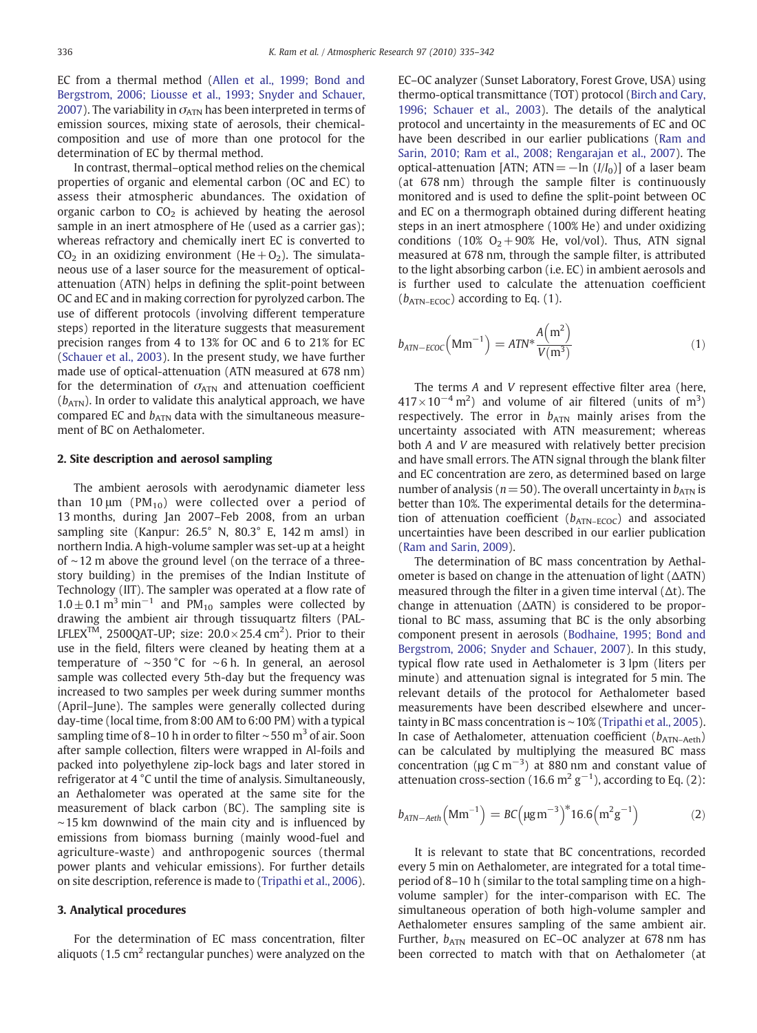EC from a thermal method (Allen et al., 1999; Bond and Bergstrom, 2006; Liousse et al., 1993; Snyder and Schauer, 2007). The variability in $\sigma_{ATN}$ has been interpreted in terms of emission sources, mixing state of aerosols, their chemical-composition and use of more than one protocol for the determination of EC by thermal method.

In contrast, thermal–optical method relies on the chemical properties of organic and elemental carbon (OC and EC) to assess their atmospheric abundances. The oxidation of organic carbon to $CO_2$ is achieved by heating the aerosol sample in an inert atmosphere of He (used as a carrier gas); whereas refractory and chemically inert EC is converted to $CO_2$ in an oxidizing environment ($He + O_2$). The simultaneous use of a laser source for the measurement of optical-attenuation (ATN) helps in defining the split-point between OC and EC and in making correction for pyrolyzed carbon. The use of different protocols (involving different temperature steps) reported in the literature suggests that measurement precision ranges from 4 to 13% for OC and 6 to 21% for EC (Schauer et al., 2003). In the present study, we have further made use of optical-attenuation (ATN measured at 678 nm) for the determination of $\sigma_{ATN}$ and attenuation coefficient ($b_{ATN}$). In order to validate this analytical approach, we have compared EC and $b_{ATN}$ data with the simultaneous measurement of BC on Aethalometer.

## 2. Site description and aerosol sampling

The ambient aerosols with aerodynamic diameter less than 10 µm ($PM_{10}$) were collected over a period of 13 months, during Jan 2007–Feb 2008, from an urban sampling site (Kanpur: 26.5° N, 80.3° E, 142 m amsl) in northern India. A high-volume sampler was set-up at a height of ~12 m above the ground level (on the terrace of a three-story building) in the premises of the Indian Institute of Technology (IIT). The sampler was operated at a flow rate of $1.0 \pm 0.1$ $m^3$ $min^{-1}$ and $PM_{10}$ samples were collected by drawing the ambient air through tissuquartz filters (PALLFLEX™, 2500QAT-UP; size: $20.0 \times 25.4$ $cm^2$). Prior to their use in the field, filters were cleaned by heating them at a temperature of ~350 °C for ~6 h. In general, an aerosol sample was collected every 5th-day but the frequency was increased to two samples per week during summer months (April–June). The samples were generally collected during day-time (local time, from 8:00 AM to 6:00 PM) with a typical sampling time of 8–10 h in order to filter ~550 $m^3$ of air. Soon after sample collection, filters were wrapped in Al-foils and packed into polyethylene zip-lock bags and later stored in refrigerator at 4 °C until the time of analysis. Simultaneously, an Aethalometer was operated at the same site for the measurement of black carbon (BC). The sampling site is ~15 km downwind of the main city and is influenced by emissions from biomass burning (mainly wood-fuel and agriculture-waste) and anthropogenic sources (thermal power plants and vehicular emissions). For further details on site description, reference is made to (Tripathi et al., 2006).

## 3. Analytical procedures

For the determination of EC mass concentration, filter aliquots (1.5 $cm^2$ rectangular punches) were analyzed on the EC–OC analyzer (Sunset Laboratory, Forest Grove, USA) using thermo-optical transmittance (TOT) protocol (Birch and Cary, 1996; Schauer et al., 2003). The details of the analytical protocol and uncertainty in the measurements of EC and OC have been described in our earlier publications (Ram and Sarin, 2010; Ram et al., 2008; Rengarajan et al., 2007). The optical-attenuation [ATN; ATN = −ln ($I/I_0$)] of a laser beam (at 678 nm) through the sample filter is continuously monitored and is used to define the split-point between OC and EC on a thermograph obtained during different heating steps in an inert atmosphere (100% He) and under oxidizing conditions (10% $O_2$ + 90% He, vol/vol). Thus, ATN signal measured at 678 nm, through the sample filter, is attributed to the light absorbing carbon (i.e. EC) in ambient aerosols and is further used to calculate the attenuation coefficient ($b_{ATN-ECOC}$) according to Eq. (1).

$$b_{ATN-ECOC}\left(\mathrm{Mm}^{-1}\right) = ATN^{*}\frac{A\left(\mathrm{m}^{2}\right)}{V\left(\mathrm{m}^{3}\right)} \tag{1}$$

The terms $A$ and $V$ represent effective filter area (here, $417 \times 10^{-4}$ $m^2$) and volume of air filtered (units of $m^3$) respectively. The error in $b_{ATN}$ mainly arises from the uncertainty associated with ATN measurement; whereas both $A$ and $V$ are measured with relatively better precision and have small errors. The ATN signal through the blank filter and EC concentration are zero, as determined based on large number of analysis ($n = 50$). The overall uncertainty in $b_{ATN}$ is better than 10%. The experimental details for the determination of attenuation coefficient ($b_{ATN-ECOC}$) and associated uncertainties have been described in our earlier publication (Ram and Sarin, 2009).

The determination of BC mass concentration by Aethalometer is based on change in the attenuation of light (ΔATN) measured through the filter in a given time interval (Δt). The change in attenuation (ΔATN) is considered to be proportional to BC mass, assuming that BC is the only absorbing component present in aerosols (Bodhaine, 1995; Bond and Bergstrom, 2006; Snyder and Schauer, 2007). In this study, typical flow rate used in Aethalometer is 3 lpm (liters per minute) and attenuation signal is integrated for 5 min. The relevant details of the protocol for Aethalometer based measurements have been described elsewhere and uncertainty in BC mass concentration is ~10% (Tripathi et al., 2005). In case of Aethalometer, attenuation coefficient ($b_{ATN-Aeth}$) can be calculated by multiplying the measured BC mass concentration (µg C $m^{-3}$) at 880 nm and constant value of attenuation cross-section (16.6 $m^2$ $g^{-1}$), according to Eq. (2):

$$b_{ATN-Aeth}\left(\mathrm{Mm}^{-1}\right) = BC\left(\mu\mathrm{g\,m}^{-3}\right)^{*}16.6\left(\mathrm{m}^{2}\mathrm{g}^{-1}\right) \tag{2}$$

It is relevant to state that BC concentrations, recorded every 5 min on Aethalometer, are integrated for a total time-period of 8–10 h (similar to the total sampling time on a high-volume sampler) for the inter-comparison with EC. The simultaneous operation of both high-volume sampler and Aethalometer ensures sampling of the same ambient air. Further, $b_{ATN}$ measured on EC–OC analyzer at 678 nm has been corrected to match with that on Aethalometer (at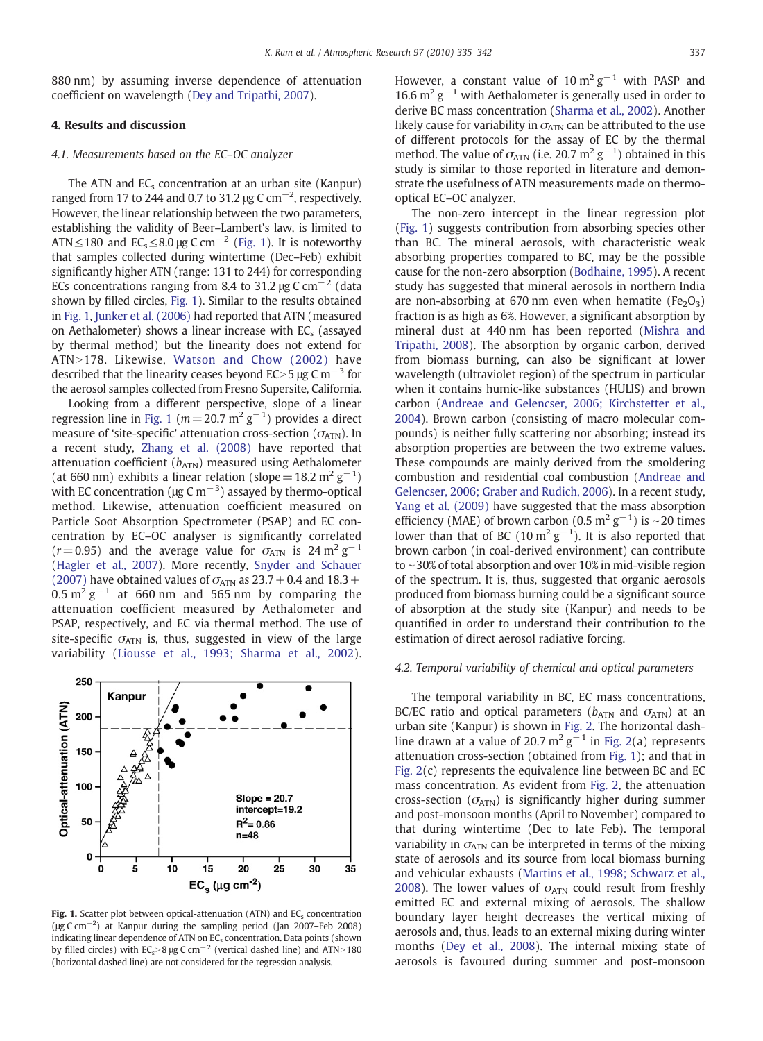880 nm) by assuming inverse dependence of attenuation coefficient on wavelength (Dey and Tripathi, 2007).

## 4. Results and discussion

### 4.1. Measurements based on the EC–OC analyzer

The ATN and $EC_s$ concentration at an urban site (Kanpur) ranged from 17 to 244 and 0.7 to 31.2 μg C cm$^{-2}$, respectively. However, the linear relationship between the two parameters, establishing the validity of Beer–Lambert's law, is limited to ATN ≤ 180 and $EC_s$ ≤ 8.0 μg C cm$^{-2}$ (Fig. 1). It is noteworthy that samples collected during wintertime (Dec–Feb) exhibit significantly higher ATN (range: 131 to 244) for corresponding ECs concentrations ranging from 8.4 to 31.2 μg C cm$^{-2}$ (data shown by filled circles, Fig. 1). Similar to the results obtained in Fig. 1, Junker et al. (2006) had reported that ATN (measured on Aethalometer) shows a linear increase with $EC_s$ (assayed by thermal method) but the linearity does not extend for ATN > 178. Likewise, Watson and Chow (2002) have described that the linearity ceases beyond EC > 5 μg C m$^{-3}$ for the aerosol samples collected from Fresno Supersite, California.

Looking from a different perspective, slope of a linear regression line in Fig. 1 ($m = 20.7$ m$^2$ g$^{-1}$) provides a direct measure of 'site-specific' attenuation cross-section ($\sigma_{ATN}$). In a recent study, Zhang et al. (2008) have reported that attenuation coefficient ($b_{ATN}$) measured using Aethalometer (at 660 nm) exhibits a linear relation (slope = 18.2 m$^2$ g$^{-1}$) with EC concentration (μg C m$^{-3}$) assayed by thermo-optical method. Likewise, attenuation coefficient measured on Particle Soot Absorption Spectrometer (PSAP) and EC concentration by EC–OC analyser is significantly correlated ($r = 0.95$) and the average value for $\sigma_{ATN}$ is 24 m$^2$ g$^{-1}$ (Hagler et al., 2007). More recently, Snyder and Schauer (2007) have obtained values of $\sigma_{ATN}$ as 23.7 ± 0.4 and 18.3 ± 0.5 m$^2$ g$^{-1}$ at 660 nm and 565 nm by comparing the attenuation coefficient measured by Aethalometer and PSAP, respectively, and EC via thermal method. The use of site-specific $\sigma_{ATN}$ is, thus, suggested in view of the large variability (Liousse et al., 1993; Sharma et al., 2002). However, a constant value of 10 m$^2$ g$^{-1}$ with PASP and 16.6 m$^2$ g$^{-1}$ with Aethalometer is generally used in order to derive BC mass concentration (Sharma et al., 2002). Another likely cause for variability in $\sigma_{ATN}$ can be attributed to the use of different protocols for the assay of EC by the thermal method. The value of $\sigma_{ATN}$ (i.e. 20.7 m$^2$ g$^{-1}$) obtained in this study is similar to those reported in literature and demonstrate the usefulness of ATN measurements made on thermo-optical EC–OC analyzer.

The non-zero intercept in the linear regression plot (Fig. 1) suggests contribution from absorbing species other than BC. The mineral aerosols, with characteristic weak absorbing properties compared to BC, may be the possible cause for the non-zero absorption (Bodhaine, 1995). A recent study has suggested that mineral aerosols in northern India are non-absorbing at 670 nm even when hematite ($Fe_2O_3$) fraction is as high as 6%. However, a significant absorption by mineral dust at 440 nm has been reported (Mishra and Tripathi, 2008). The absorption by organic carbon, derived from biomass burning, can also be significant at lower wavelength (ultraviolet region) of the spectrum in particular when it contains humic-like substances (HULIS) and brown carbon (Andreae and Gelencser, 2006; Kirchstetter et al., 2004). Brown carbon (consisting of macro molecular compounds) is neither fully scattering nor absorbing; instead its absorption properties are between the two extreme values. These compounds are mainly derived from the smoldering combustion and residential coal combustion (Andreae and Gelencser, 2006; Graber and Rudich, 2006). In a recent study, Yang et al. (2009) have suggested that the mass absorption efficiency (MAE) of brown carbon (0.5 m$^2$ g$^{-1}$) is ~20 times lower than that of BC (10 m$^2$ g$^{-1}$). It is also reported that brown carbon (in coal-derived environment) can contribute to ~30% of total absorption and over 10% in mid-visible region of the spectrum. It is, thus, suggested that organic aerosols produced from biomass burning could be a significant source of absorption at the study site (Kanpur) and needs to be quantified in order to understand their contribution to the estimation of direct aerosol radiative forcing.

**Fig. 1.** Scatter plot between optical-attenuation (ATN) and $EC_s$ concentration (μg C cm$^{-2}$) at Kanpur during the sampling period (Jan 2007–Feb 2008) indicating linear dependence of ATN on $EC_s$ concentration. Data points (shown by filled circles) with $EC_s$ > 8 μg C cm$^{-2}$ (vertical dashed line) and ATN > 180 (horizontal dashed line) are not considered for the regression analysis.

### 4.2. Temporal variability of chemical and optical parameters

The temporal variability in BC, EC mass concentrations, BC/EC ratio and optical parameters ($b_{ATN}$ and $\sigma_{ATN}$) at an urban site (Kanpur) is shown in Fig. 2. The horizontal dash-line drawn at a value of 20.7 m$^2$ g$^{-1}$ in Fig. 2(a) represents attenuation cross-section (obtained from Fig. 1); and that in Fig. 2(c) represents the equivalence line between BC and EC mass concentration. As evident from Fig. 2, the attenuation cross-section ($\sigma_{ATN}$) is significantly higher during summer and post-monsoon months (April to November) compared to that during wintertime (Dec to late Feb). The temporal variability in $\sigma_{ATN}$ can be interpreted in terms of the mixing state of aerosols and its source from local biomass burning and vehicular exhausts (Martins et al., 1998; Schwarz et al., 2008). The lower values of $\sigma_{ATN}$ could result from freshly emitted EC and external mixing of aerosols. The shallow boundary layer height decreases the vertical mixing of aerosols and, thus, leads to an external mixing during winter months (Dey et al., 2008). The internal mixing state of aerosols is favoured during summer and post-monsoon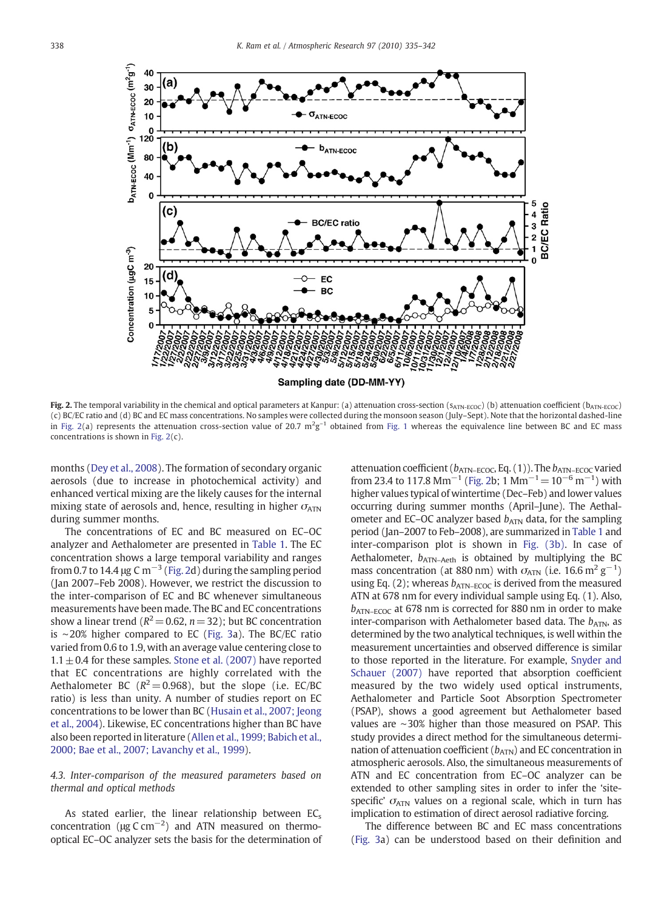Fig. 2. The temporal variability in the chemical and optical parameters at Kanpur: (a) attenuation cross-section ($s_{ATN-ECOC}$) (b) attenuation coefficient ($b_{ATN-ECOC}$) (c) BC/EC ratio and (d) BC and EC mass concentrations. No samples were collected during the monsoon season (July–Sept). Note that the horizontal dashed-line in Fig. 2(a) represents the attenuation cross-section value of 20.7 $m^2g^{-1}$ obtained from Fig. 1 whereas the equivalence line between BC and EC mass concentrations is shown in Fig. 2(c).

months (Dey et al., 2008). The formation of secondary organic aerosols (due to increase in photochemical activity) and enhanced vertical mixing are the likely causes for the internal mixing state of aerosols and, hence, resulting in higher $\sigma_{ATN}$ during summer months.

The concentrations of EC and BC measured on EC–OC analyzer and Aethalometer are presented in Table 1. The EC concentration shows a large temporal variability and ranges from 0.7 to 14.4 μg C $m^{-3}$ (Fig. 2d) during the sampling period (Jan 2007–Feb 2008). However, we restrict the discussion to the inter-comparison of EC and BC whenever simultaneous measurements have been made. The BC and EC concentrations show a linear trend ($R^2 = 0.62$, $n = 32$); but BC concentration is ~20% higher compared to EC (Fig. 3a). The BC/EC ratio varied from 0.6 to 1.9, with an average value centering close to 1.1 ± 0.4 for these samples. Stone et al. (2007) have reported that EC concentrations are highly correlated with the Aethalometer BC ($R^2 = 0.968$), but the slope (i.e. EC/BC ratio) is less than unity. A number of studies report on EC concentrations to be lower than BC (Husain et al., 2007; Jeong et al., 2004). Likewise, EC concentrations higher than BC have also been reported in literature (Allen et al., 1999; Babich et al., 2000; Bae et al., 2007; Lavanchy et al., 1999).

### 4.3. Inter-comparison of the measured parameters based on thermal and optical methods

As stated earlier, the linear relationship between $EC_s$ concentration (μg C $cm^{-2}$) and ATN measured on thermo-optical EC–OC analyzer sets the basis for the determination of attenuation coefficient ($b_{ATN-ECOC}$, Eq. (1)). The $b_{ATN-ECOC}$ varied from 23.4 to 117.8 $Mm^{-1}$ (Fig. 2b; 1 $Mm^{-1} = 10^{-6}$ $m^{-1}$) with higher values typical of wintertime (Dec–Feb) and lower values occurring during summer months (April–June). The Aethalometer and EC–OC analyzer based $b_{ATN}$ data, for the sampling period (Jan–2007 to Feb–2008), are summarized in Table 1 and inter-comparison plot is shown in Fig. (3b). In case of Aethalometer, $b_{ATN-Aeth}$ is obtained by multiplying the BC mass concentration (at 880 nm) with $\sigma_{ATN}$ (i.e. 16.6 $m^2$ $g^{-1}$) using Eq. (2); whereas $b_{ATN-ECOC}$ is derived from the measured ATN at 678 nm for every individual sample using Eq. (1). Also, $b_{ATN-ECOC}$ at 678 nm is corrected for 880 nm in order to make inter-comparison with Aethalometer based data. The $b_{ATN}$, as determined by the two analytical techniques, is well within the measurement uncertainties and observed difference is similar to those reported in the literature. For example, Snyder and Schauer (2007) have reported that absorption coefficient measured by the two widely used optical instruments, Aethalometer and Particle Soot Absorption Spectrometer (PSAP), shows a good agreement but Aethalometer based values are ~30% higher than those measured on PSAP. This study provides a direct method for the simultaneous determination of attenuation coefficient ($b_{ATN}$) and EC concentration in atmospheric aerosols. Also, the simultaneous measurements of ATN and EC concentration from EC–OC analyzer can be extended to other sampling sites in order to infer the 'site-specific' $\sigma_{ATN}$ values on a regional scale, which in turn has implication to estimation of direct aerosol radiative forcing.

The difference between BC and EC mass concentrations (Fig. 3a) can be understood based on their definition and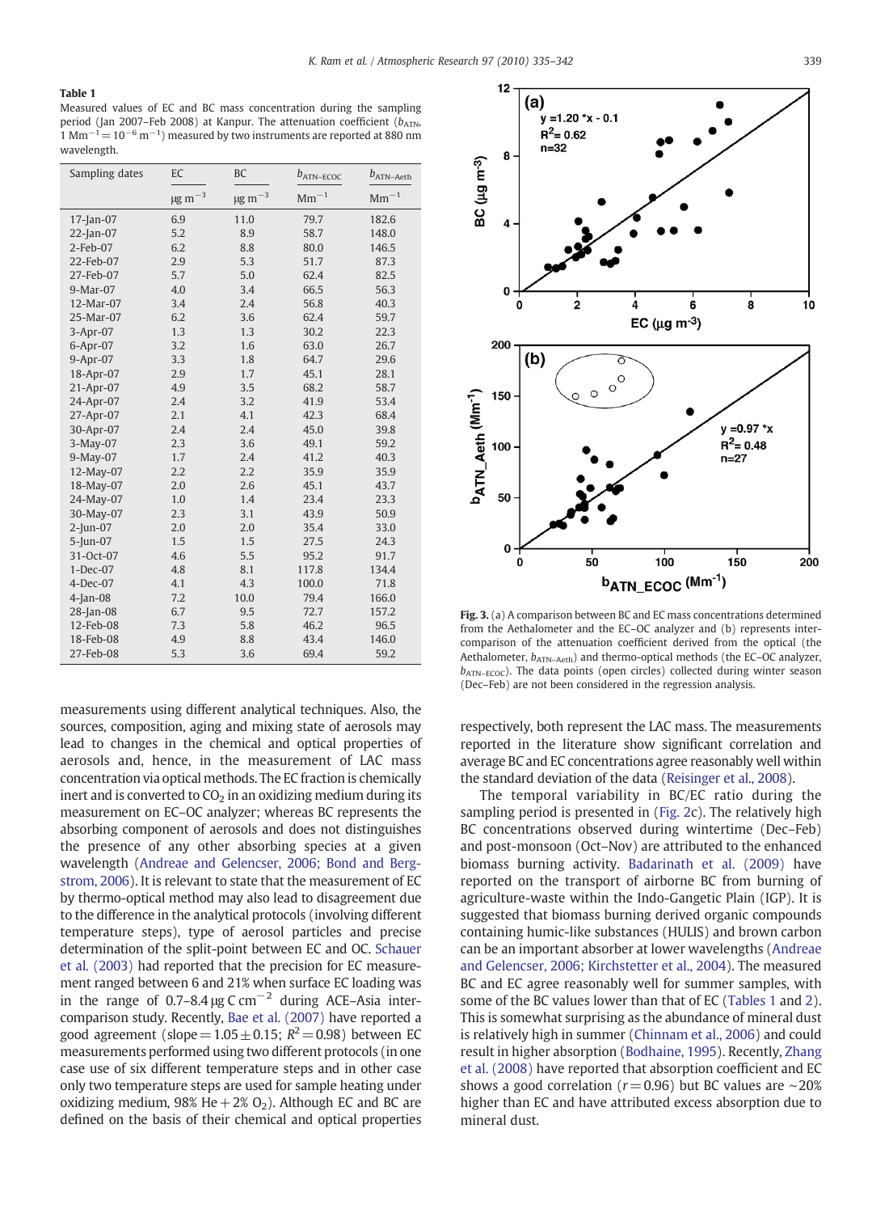**Table 1**

Measured values of EC and BC mass concentration during the sampling period (Jan 2007–Feb 2008) at Kanpur. The attenuation coefficient ($b_{ATN}$, $1\ Mm^{-1} = 10^{-6}\ m^{-1}$) measured by two instruments are reported at 880 nm wavelength.

| Sampling dates | EC | BC | $b_{ATN-ECOC}$ | $b_{ATN-Aeth}$ |
|---|---|---|---|---|
| | $\mu g\ m^{-3}$ | $\mu g\ m^{-3}$ | $Mm^{-1}$ | $Mm^{-1}$ |
| 17-Jan-07 | 6.9 | 11.0 | 79.7 | 182.6 |
| 22-Jan-07 | 5.2 | 8.9 | 58.7 | 148.0 |
| 2-Feb-07 | 6.2 | 8.8 | 80.0 | 146.5 |
| 22-Feb-07 | 2.9 | 5.3 | 51.7 | 87.3 |
| 27-Feb-07 | 5.7 | 5.0 | 62.4 | 82.5 |
| 9-Mar-07 | 4.0 | 3.4 | 66.5 | 56.3 |
| 12-Mar-07 | 3.4 | 2.4 | 56.8 | 40.3 |
| 25-Mar-07 | 6.2 | 3.6 | 62.4 | 59.7 |
| 3-Apr-07 | 1.3 | 1.3 | 30.2 | 22.3 |
| 6-Apr-07 | 3.2 | 1.6 | 63.0 | 26.7 |
| 9-Apr-07 | 3.3 | 1.8 | 64.7 | 29.6 |
| 18-Apr-07 | 2.9 | 1.7 | 45.1 | 28.1 |
| 21-Apr-07 | 4.9 | 3.5 | 68.2 | 58.7 |
| 24-Apr-07 | 2.4 | 3.2 | 41.9 | 53.4 |
| 27-Apr-07 | 2.1 | 4.1 | 42.3 | 68.4 |
| 30-Apr-07 | 2.4 | 2.4 | 45.0 | 39.8 |
| 3-May-07 | 2.3 | 3.6 | 49.1 | 59.2 |
| 9-May-07 | 1.7 | 2.4 | 41.2 | 40.3 |
| 12-May-07 | 2.2 | 2.2 | 35.9 | 35.9 |
| 18-May-07 | 2.0 | 2.6 | 45.1 | 43.7 |
| 24-May-07 | 1.0 | 1.4 | 23.4 | 23.3 |
| 30-May-07 | 2.3 | 3.1 | 43.9 | 50.9 |
| 2-Jun-07 | 2.0 | 2.0 | 35.4 | 33.0 |
| 5-Jun-07 | 1.5 | 1.5 | 27.5 | 24.3 |
| 31-Oct-07 | 4.6 | 5.5 | 95.2 | 91.7 |
| 1-Dec-07 | 4.8 | 8.1 | 117.8 | 134.4 |
| 4-Dec-07 | 4.1 | 4.3 | 100.0 | 71.8 |
| 4-Jan-08 | 7.2 | 10.0 | 79.4 | 166.0 |
| 28-Jan-08 | 6.7 | 9.5 | 72.7 | 157.2 |
| 12-Feb-08 | 7.3 | 5.8 | 46.2 | 96.5 |
| 18-Feb-08 | 4.9 | 8.8 | 43.4 | 146.0 |
| 27-Feb-08 | 5.3 | 3.6 | 69.4 | 59.2 |

measurements using different analytical techniques. Also, the sources, composition, aging and mixing state of aerosols may lead to changes in the chemical and optical properties of aerosols and, hence, in the measurement of LAC mass concentration via optical methods. The EC fraction is chemically inert and is converted to $CO_2$ in an oxidizing medium during its measurement on EC–OC analyzer; whereas BC represents the absorbing component of aerosols and does not distinguishes the presence of any other absorbing species at a given wavelength (Andreae and Gelencser, 2006; Bond and Bergstrom, 2006). It is relevant to state that the measurement of EC by thermo-optical method may also lead to disagreement due to the difference in the analytical protocols (involving different temperature steps), type of aerosol particles and precise determination of the split-point between EC and OC. Schauer et al. (2003) had reported that the precision for EC measurement ranged between 6 and 21% when surface EC loading was in the range of 0.7–8.4 $\mu g\ C\ cm^{-2}$ during ACE–Asia intercomparison study. Recently, Bae et al. (2007) have reported a good agreement (slope = 1.05 ± 0.15; $R^2 = 0.98$) between EC measurements performed using two different protocols (in one case use of six different temperature steps and in other case only two temperature steps are used for sample heating under oxidizing medium, 98% He + 2% $O_2$). Although EC and BC are defined on the basis of their chemical and optical properties

**Fig. 3.** (a) A comparison between BC and EC mass concentrations determined from the Aethalometer and the EC–OC analyzer and (b) represents inter-comparison of the attenuation coefficient derived from the optical (the Aethalometer, $b_{ATN-Aeth}$) and thermo-optical methods (the EC–OC analyzer, $b_{ATN-ECOC}$). The data points (open circles) collected during winter season (Dec–Feb) are not been considered in the regression analysis.

respectively, both represent the LAC mass. The measurements reported in the literature show significant correlation and average BC and EC concentrations agree reasonably well within the standard deviation of the data (Reisinger et al., 2008).

The temporal variability in BC/EC ratio during the sampling period is presented in (Fig. 2c). The relatively high BC concentrations observed during wintertime (Dec–Feb) and post-monsoon (Oct–Nov) are attributed to the enhanced biomass burning activity. Badarinath et al. (2009) have reported on the transport of airborne BC from burning of agriculture-waste within the Indo-Gangetic Plain (IGP). It is suggested that biomass burning derived organic compounds containing humic-like substances (HULIS) and brown carbon can be an important absorber at lower wavelengths (Andreae and Gelencser, 2006; Kirchstetter et al., 2004). The measured BC and EC agree reasonably well for summer samples, with some of the BC values lower than that of EC (Tables 1 and 2). This is somewhat surprising as the abundance of mineral dust is relatively high in summer (Chinnam et al., 2006) and could result in higher absorption (Bodhaine, 1995). Recently, Zhang et al. (2008) have reported that absorption coefficient and EC shows a good correlation ($r = 0.96$) but BC values are ~20% higher than EC and have attributed excess absorption due to mineral dust.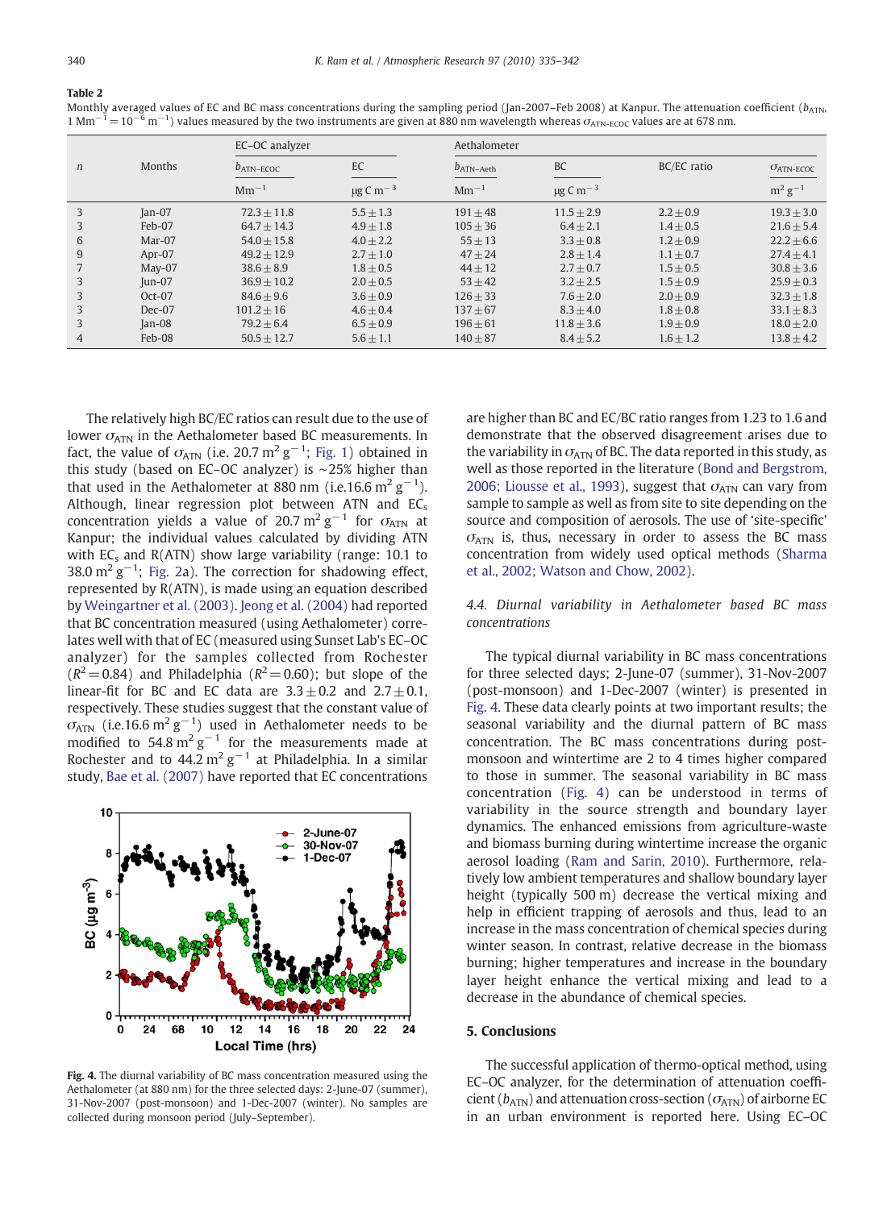**Table 2**

Monthly averaged values of EC and BC mass concentrations during the sampling period (Jan-2007–Feb 2008) at Kanpur. The attenuation coefficient ($b_{ATN}$, 1 $Mm^{-1} = 10^{-6}$ $m^{-1}$) values measured by the two instruments are given at 880 nm wavelength whereas $\sigma_{ATN-ECOC}$ values are at 678 nm.

| $n$ | Months | EC–OC analyzer | | Aethalometer | | | |
|---|---|---|---|---|---|---|---|
| | | $b_{ATN-ECOC}$ | EC | $b_{ATN-Aeth}$ | BC | BC/EC ratio | $\sigma_{ATN-ECOC}$ |
| | | $Mm^{-1}$ | μg C $m^{-3}$ | $Mm^{-1}$ | μg C $m^{-3}$ | | $m^2$ $g^{-1}$ |
| 3 | Jan-07 | 72.3 ± 11.8 | 5.5 ± 1.3 | 191 ± 48 | 11.5 ± 2.9 | 2.2 ± 0.9 | 19.3 ± 3.0 |
| 3 | Feb-07 | 64.7 ± 14.3 | 4.9 ± 1.8 | 105 ± 36 | 6.4 ± 2.1 | 1.4 ± 0.5 | 21.6 ± 5.4 |
| 6 | Mar-07 | 54.0 ± 15.8 | 4.0 ± 2.2 | 55 ± 13 | 3.3 ± 0.8 | 1.2 ± 0.9 | 22.2 ± 6.6 |
| 9 | Apr-07 | 49.2 ± 12.9 | 2.7 ± 1.0 | 47 ± 24 | 2.8 ± 1.4 | 1.1 ± 0.7 | 27.4 ± 4.1 |
| 7 | May-07 | 38.6 ± 8.9 | 1.8 ± 0.5 | 44 ± 12 | 2.7 ± 0.7 | 1.5 ± 0.5 | 30.8 ± 3.6 |
| 3 | Jun-07 | 36.9 ± 10.2 | 2.0 ± 0.5 | 53 ± 42 | 3.2 ± 2.5 | 1.5 ± 0.9 | 25.9 ± 0.3 |
| 3 | Oct-07 | 84.6 ± 9.6 | 3.6 ± 0.9 | 126 ± 33 | 7.6 ± 2.0 | 2.0 ± 0.9 | 32.3 ± 1.8 |
| 3 | Dec-07 | 101.2 ± 16 | 4.6 ± 0.4 | 137 ± 67 | 8.3 ± 4.0 | 1.8 ± 0.8 | 33.1 ± 8.3 |
| 3 | Jan-08 | 79.2 ± 6.4 | 6.5 ± 0.9 | 196 ± 61 | 11.8 ± 3.6 | 1.9 ± 0.9 | 18.0 ± 2.0 |
| 4 | Feb-08 | 50.5 ± 12.7 | 5.6 ± 1.1 | 140 ± 87 | 8.4 ± 5.2 | 1.6 ± 1.2 | 13.8 ± 4.2 |

The relatively high BC/EC ratios can result due to the use of lower $\sigma_{ATN}$ in the Aethalometer based BC measurements. In fact, the value of $\sigma_{ATN}$ (i.e. 20.7 $m^2$ $g^{-1}$; Fig. 1) obtained in this study (based on EC–OC analyzer) is ~25% higher than that used in the Aethalometer at 880 nm (i.e.16.6 $m^2$ $g^{-1}$). Although, linear regression plot between ATN and $EC_s$ concentration yields a value of 20.7 $m^2$ $g^{-1}$ for $\sigma_{ATN}$ at Kanpur; the individual values calculated by dividing ATN with $EC_s$ and R(ATN) show large variability (range: 10.1 to 38.0 $m^2$ $g^{-1}$; Fig. 2a). The correction for shadowing effect, represented by R(ATN), is made using an equation described by Weingartner et al. (2003). Jeong et al. (2004) had reported that BC concentration measured (using Aethalometer) correlates well with that of EC (measured using Sunset Lab's EC–OC analyzer) for the samples collected from Rochester ($R^2 = 0.84$) and Philadelphia ($R^2 = 0.60$); but slope of the linear-fit for BC and EC data are 3.3 ± 0.2 and 2.7 ± 0.1, respectively. These studies suggest that the constant value of $\sigma_{ATN}$ (i.e.16.6 $m^2$ $g^{-1}$) used in Aethalometer needs to be modified to 54.8 $m^2$ $g^{-1}$ for the measurements made at Rochester and to 44.2 $m^2$ $g^{-1}$ at Philadelphia. In a similar study, Bae et al. (2007) have reported that EC concentrations are higher than BC and EC/BC ratio ranges from 1.23 to 1.6 and demonstrate that the observed disagreement arises due to the variability in $\sigma_{ATN}$ of BC. The data reported in this study, as well as those reported in the literature (Bond and Bergstrom, 2006; Liousse et al., 1993), suggest that $\sigma_{ATN}$ can vary from sample to sample as well as from site to site depending on the source and composition of aerosols. The use of 'site-specific' $\sigma_{ATN}$ is, thus, necessary in order to assess the BC mass concentration from widely used optical methods (Sharma et al., 2002; Watson and Chow, 2002).

Fig. 4. The diurnal variability of BC mass concentration measured using the Aethalometer (at 880 nm) for the three selected days: 2-June-07 (summer), 31-Nov-2007 (post-monsoon) and 1-Dec-2007 (winter). No samples are collected during monsoon period (July–September).

### 4.4. Diurnal variability in Aethalometer based BC mass concentrations

The typical diurnal variability in BC mass concentrations for three selected days; 2-June-07 (summer), 31-Nov-2007 (post-monsoon) and 1-Dec-2007 (winter) is presented in Fig. 4. These data clearly points at two important results; the seasonal variability and the diurnal pattern of BC mass concentration. The BC mass concentrations during post-monsoon and wintertime are 2 to 4 times higher compared to those in summer. The seasonal variability in BC mass concentration (Fig. 4) can be understood in terms of variability in the source strength and boundary layer dynamics. The enhanced emissions from agriculture-waste and biomass burning during wintertime increase the organic aerosol loading (Ram and Sarin, 2010). Furthermore, relatively low ambient temperatures and shallow boundary layer height (typically 500 m) decrease the vertical mixing and help in efficient trapping of aerosols and thus, lead to an increase in the mass concentration of chemical species during winter season. In contrast, relative decrease in the biomass burning; higher temperatures and increase in the boundary layer height enhance the vertical mixing and lead to a decrease in the abundance of chemical species.

## 5. Conclusions

The successful application of thermo-optical method, using EC–OC analyzer, for the determination of attenuation coefficient ($b_{ATN}$) and attenuation cross-section ($\sigma_{ATN}$) of airborne EC in an urban environment is reported here. Using EC–OC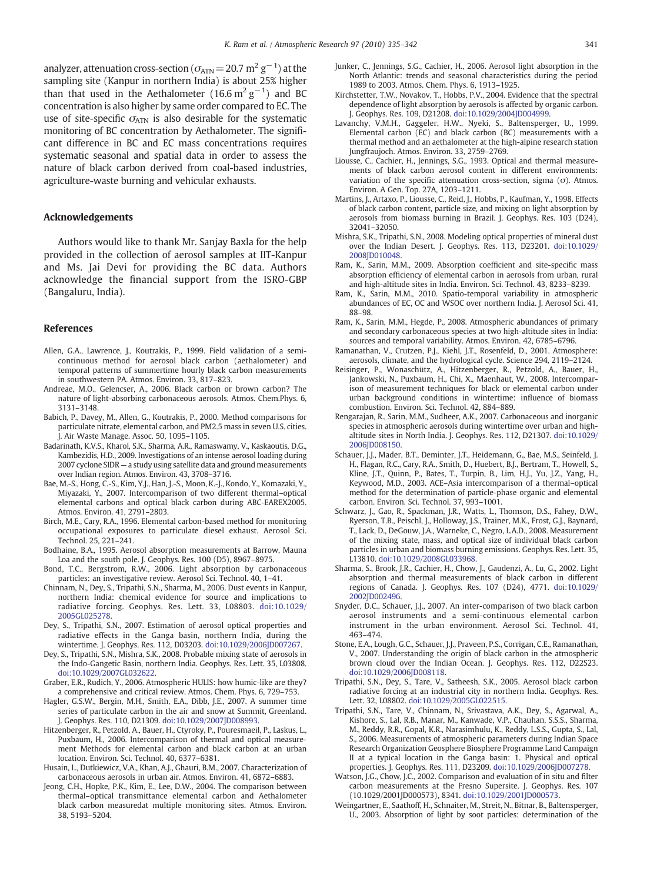analyzer, attenuation cross-section ($\sigma_{ATN} = 20.7$ m$^2$ g$^{-1}$) at the sampling site (Kanpur in northern India) is about 25% higher than that used in the Aethalometer (16.6 m$^2$ g$^{-1}$) and BC concentration is also higher by same order compared to EC. The use of site-specific $\sigma_{ATN}$ is also desirable for the systematic monitoring of BC concentration by Aethalometer. The significant difference in BC and EC mass concentrations requires systematic seasonal and spatial data in order to assess the nature of black carbon derived from coal-based industries, agriculture-waste burning and vehicular exhausts.

## Acknowledgements

Authors would like to thank Mr. Sanjay Baxla for the help provided in the collection of aerosol samples at IIT-Kanpur and Ms. Jai Devi for providing the BC data. Authors acknowledge the financial support from the ISRO-GBP (Bangaluru, India).

## References

Allen, G.A., Lawrence, J., Koutrakis, P., 1999. Field validation of a semi-continuous method for aerosol black carbon (aethalometer) and temporal patterns of summertime hourly black carbon measurements in southwestern PA. Atmos. Environ. 33, 817–823.

Andreae, M.O., Gelencser, A., 2006. Black carbon or brown carbon? The nature of light-absorbing carbonaceous aerosols. Atmos. Chem.Phys. 6, 3131–3148.

Babich, P., Davey, M., Allen, G., Koutrakis, P., 2000. Method comparisons for particulate nitrate, elemental carbon, and PM2.5 mass in seven U.S. cities. J. Air Waste Manage. Assoc. 50, 1095–1105.

Badarinath, K.V.S., Kharol, S.K., Sharma, A.R., Ramaswamy, V., Kaskaoutis, D.G., Kambezidis, H.D., 2009. Investigations of an intense aerosol loading during 2007 cyclone SIDR — a study using satellite data and ground measurements over Indian region. Atmos. Environ. 43, 3708–3716.

Bae, M.-S., Hong, C.-S., Kim, Y.J., Han, J.-S., Moon, K.-J., Kondo, Y., Komazaki, Y., Miyazaki, Y., 2007. Intercomparison of two different thermal–optical elemental carbons and optical black carbon during ABC-EAREX2005. Atmos. Environ. 41, 2791–2803.

Birch, M.E., Cary, R.A., 1996. Elemental carbon-based method for monitoring occupational exposures to particulate diesel exhaust. Aerosol Sci. Technol. 25, 221–241.

Bodhaine, B.A., 1995. Aerosol absorption measurements at Barrow, Mauna Loa and the south pole. J. Geophys. Res. 100 (D5), 8967–8975.

Bond, T.C., Bergstrom, R.W., 2006. Light absorption by carbonaceous particles: an investigative review. Aerosol Sci. Technol. 40, 1–41.

Chinnam, N., Dey, S., Tripathi, S.N., Sharma, M., 2006. Dust events in Kanpur, northern India: chemical evidence for source and implications to radiative forcing. Geophys. Res. Lett. 33, L08803. doi:10.1029/2005GL025278.

Dey, S., Tripathi, S.N., 2007. Estimation of aerosol optical properties and radiative effects in the Ganga basin, northern India, during the wintertime. J. Geophys. Res. 112, D03203. doi:10.1029/2006JD007267.

Dey, S., Tripathi, S.N., Mishra, S.K., 2008. Probable mixing state of aerosols in the Indo-Gangetic Basin, northern India. Geophys. Res. Lett. 35, L03808. doi:10.1029/2007GL032622.

Graber, E.R., Rudich, Y., 2006. Atmospheric HULIS: how humic-like are they? a comprehensive and critical review. Atmos. Chem. Phys. 6, 729–753.

Hagler, G.S.W., Bergin, M.H., Smith, E.A., Dibb, J.E., 2007. A summer time series of particulate carbon in the air and snow at Summit, Greenland. J. Geophys. Res. 110, D21309. doi:10.1029/2007JD008993.

Hitzenberger, R., Petzold, A., Bauer, H., Ctyroky, P., Pouresmaeil, P., Laskus, L., Puxbaum, H., 2006. Intercomparison of thermal and optical measurement Methods for elemental carbon and black carbon at an urban location. Environ. Sci. Technol. 40, 6377–6381.

Husain, L., Dutkiewicz, V.A., Khan, A.J., Ghauri, B.M., 2007. Characterization of carbonaceous aerosols in urban air. Atmos. Environ. 41, 6872–6883.

Jeong, C.H., Hopke, P.K., Kim, E., Lee, D.W., 2004. The comparison between thermal–optical transmittance elemental carbon and Aethalometer black carbon measuredat multiple monitoring sites. Atmos. Environ. 38, 5193–5204.

Junker, C., Jennings, S.G., Cachier, H., 2006. Aerosol light absorption in the North Atlantic: trends and seasonal characteristics during the period 1989 to 2003. Atmos. Chem. Phys. 6, 1913–1925.

Kirchstetter, T.W., Novakov, T., Hobbs, P.V., 2004. Evidence that the spectral dependence of light absorption by aerosols is affected by organic carbon. J. Geophys. Res. 109, D21208. doi:10.1029/2004JD004999.

Lavanchy, V.M.H., Gaggeler, H.W., Nyeki, S., Baltensperger, U., 1999. Elemental carbon (EC) and black carbon (BC) measurements with a thermal method and an aethalometer at the high-alpine research station Jungfraujoch. Atmos. Environ. 33, 2759–2769.

Liousse, C., Cachier, H., Jennings, S.G., 1993. Optical and thermal measurements of black carbon aerosol content in different environments: variation of the specific attenuation cross-section, sigma (σ). Atmos. Environ. A Gen. Top. 27A, 1203–1211.

Martins, J., Artaxo, P., Liousse, C., Reid, J., Hobbs, P., Kaufman, Y., 1998. Effects of black carbon content, particle size, and mixing on light absorption by aerosols from biomass burning in Brazil. J. Geophys. Res. 103 (D24), 32041–32050.

Mishra, S.K., Tripathi, S.N., 2008. Modeling optical properties of mineral dust over the Indian Desert. J. Geophys. Res. 113, D23201. doi:10.1029/2008JD010048.

Ram, K., Sarin, M.M., 2009. Absorption coefficient and site-specific mass absorption efficiency of elemental carbon in aerosols from urban, rural and high-altitude sites in India. Environ. Sci. Technol. 43, 8233–8239.

Ram, K., Sarin, M.M., 2010. Spatio-temporal variability in atmospheric abundances of EC, OC and WSOC over northern India. J. Aerosol Sci. 41, 88–98.

Ram, K., Sarin, M.M., Hegde, P., 2008. Atmospheric abundances of primary and secondary carbonaceous species at two high-altitude sites in India: sources and temporal variability. Atmos. Environ. 42, 6785–6796.

Ramanathan, V., Crutzen, P.J., Kiehl, J.T., Rosenfeld, D., 2001. Atmosphere: aerosols, climate, and the hydrological cycle. Science 294, 2119–2124.

Reisinger, P., Wonaschütz, A., Hitzenberger, R., Petzold, A., Bauer, H., Jankowski, N., Puxbaum, H., Chi, X., Maenhaut, W., 2008. Intercomparison of measurement techniques for black or elemental carbon under urban background conditions in wintertime: influence of biomass combustion. Environ. Sci. Technol. 42, 884–889.

Rengarajan, R., Sarin, M.M., Sudheer, A.K., 2007. Carbonaceous and inorganic species in atmospheric aerosols during wintertime over urban and high-altitude sites in North India. J. Geophys. Res. 112, D21307. doi:10.1029/2006JD008150.

Schauer, J.J., Mader, B.T., Deminter, J.T., Heidemann, G., Bae, M.S., Seinfeld, J.H., Flagan, R.C., Cary, R.A., Smith, D., Huebert, B.J., Bertram, T., Howell, S., Kline, J.T., Quinn, P., Bates, T., Turpin, B., Lim, H.J., Yu, J.Z., Yang, H., Keywood, M.D., 2003. ACE–Asia intercomparison of a thermal–optical method for the determination of particle-phase organic and elemental carbon. Environ. Sci. Technol. 37, 993–1001.

Schwarz, J., Gao, R., Spackman, J.R., Watts, L., Thomson, D.S., Fahey, D.W., Ryerson, T.B., Peischl, J., Holloway, J.S., Trainer, M.K., Frost, G.J., Baynard, T., Lack, D., DeGouw, J.A., Warneke, C., Negro, L.A.D., 2008. Measurement of the mixing state, mass, and optical size of individual black carbon particles in urban and biomass burning emissions. Geophys. Res. Lett. 35, L13810. doi:10.1029/2008GL033968.

Sharma, S., Brook, J.R., Cachier, H., Chow, J., Gaudenzi, A., Lu, G., 2002. Light absorption and thermal measurements of black carbon in different regions of Canada. J. Geophys. Res. 107 (D24), 4771. doi:10.1029/2002JD002496.

Snyder, D.C., Schauer, J.J., 2007. An inter-comparison of two black carbon aerosol instruments and a semi-continuous elemental carbon instrument in the urban environment. Aerosol Sci. Technol. 41, 463–474.

Stone, E.A., Lough, G.C., Schauer, J.J., Praveen, P.S., Corrigan, C.E., Ramanathan, V., 2007. Understanding the origin of black carbon in the atmospheric brown cloud over the Indian Ocean. J. Geophys. Res. 112, D22S23. doi:10.1029/2006JD008118.

Tripathi, S.N., Dey, S., Tare, V., Satheesh, S.K., 2005. Aerosol black carbon radiative forcing at an industrial city in northern India. Geophys. Res. Lett. 32, L08802. doi:10.1029/2005GL022515.

Tripathi, S.N., Tare, V., Chinnam, N., Srivastava, A.K., Dey, S., Agarwal, A., Kishore, S., Lal, R.B., Manar, M., Kanwade, V.P., Chauhan, S.S.S., Sharma, M., Reddy, R.R., Gopal, K.R., Narasimhulu, K., Reddy, L.S.S., Gupta, S., Lal, S., 2006. Measurements of atmospheric parameters during Indian Space Research Organization Geosphere Biosphere Programme Land Campaign II at a typical location in the Ganga basin: 1. Physical and optical properties. J. Geophys. Res. 111, D23209. doi:10.1029/2006JD007278.

Watson, J.G., Chow, J.C., 2002. Comparison and evaluation of in situ and filter carbon measurements at the Fresno Supersite. J. Geophys. Res. 107 (10.1029/2001JD000573), 8341. doi:10.1029/2001JD000573.

Weingartner, E., Saathoff, H., Schnaiter, M., Streit, N., Bitnar, B., Baltensperger, U., 2003. Absorption of light by soot particles: determination of the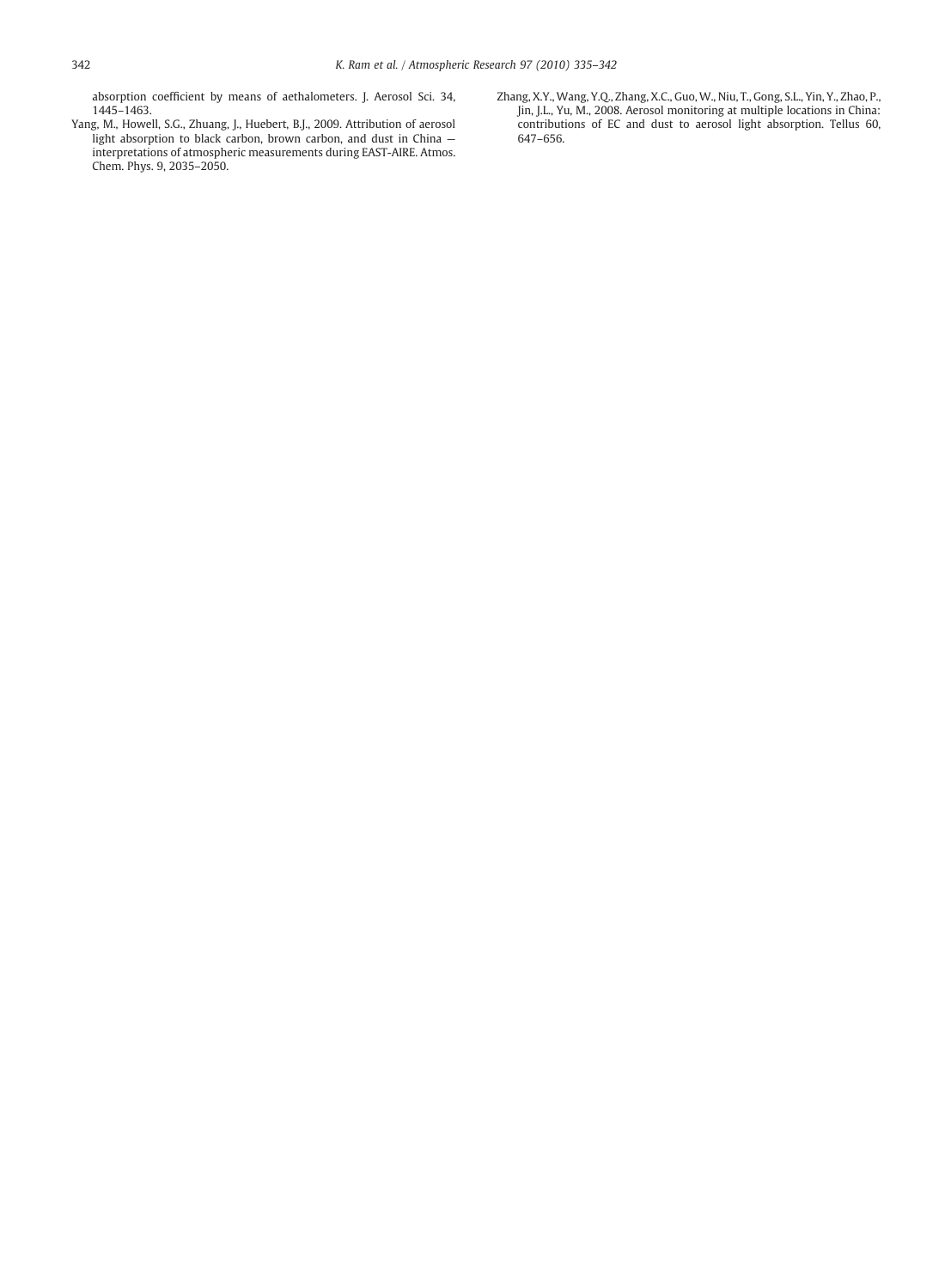absorption coefficient by means of aethalometers. J. Aerosol Sci. 34, 1445–1463.

Yang, M., Howell, S.G., Zhuang, J., Huebert, B.J., 2009. Attribution of aerosol light absorption to black carbon, brown carbon, and dust in China — interpretations of atmospheric measurements during EAST-AIRE. Atmos. Chem. Phys. 9, 2035–2050.

Zhang, X.Y., Wang, Y.Q., Zhang, X.C., Guo, W., Niu, T., Gong, S.L., Yin, Y., Zhao, P., Jin, J.L., Yu, M., 2008. Aerosol monitoring at multiple locations in China: contributions of EC and dust to aerosol light absorption. Tellus 60, 647–656.